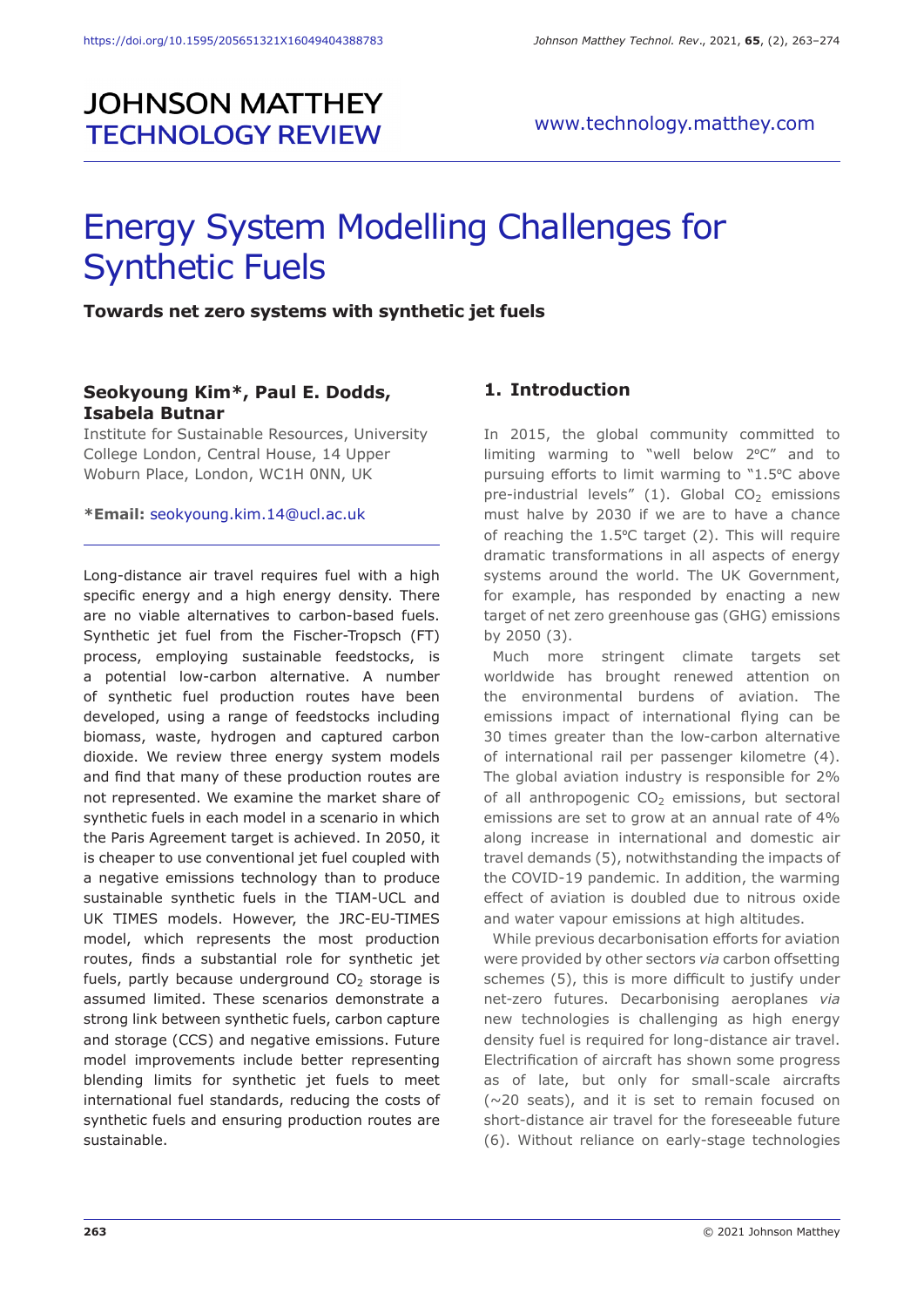# JOHNSON MATTHEY TECHNOLOGY REVIEW

www.technology.matthey.com

# Energy System Modelling Challenges for Synthetic Fuels

**Towards net zero systems with synthetic jet fuels**

**Seokyoung Kim\*, Paul E. Dodds, Isabela Butnar**

Institute for Sustainable Resources, University College London, Central House, 14 Upper Woburn Place, London, WC1H 0NN, UK

**\*Email:** seokyoung.kim.14@ucl.ac.uk

Long-distance air travel requires fuel with a high specific energy and a high energy density. There are no viable alternatives to carbon-based fuels. Synthetic jet fuel from the Fischer-Tropsch (FT) process, employing sustainable feedstocks, is a potential low-carbon alternative. A number of synthetic fuel production routes have been developed, using a range of feedstocks including biomass, waste, hydrogen and captured carbon dioxide. We review three energy system models and find that many of these production routes are not represented. We examine the market share of synthetic fuels in each model in a scenario in which the Paris Agreement target is achieved. In 2050, it is cheaper to use conventional jet fuel coupled with a negative emissions technology than to produce sustainable synthetic fuels in the TIAM-UCL and UK TIMES models. However, the JRC-EU-TIMES model, which represents the most production routes, finds a substantial role for synthetic jet fuels, partly because underground $CO_2$ storage is assumed limited. These scenarios demonstrate a strong link between synthetic fuels, carbon capture and storage (CCS) and negative emissions. Future model improvements include better representing blending limits for synthetic jet fuels to meet international fuel standards, reducing the costs of synthetic fuels and ensuring production routes are sustainable.

## 1. Introduction

In 2015, the global community committed to limiting warming to "well below 2ºC" and to pursuing efforts to limit warming to "1.5ºC above pre-industrial levels" (1). Global $CO_2$ emissions must halve by 2030 if we are to have a chance of reaching the 1.5ºC target (2). This will require dramatic transformations in all aspects of energy systems around the world. The UK Government, for example, has responded by enacting a new target of net zero greenhouse gas (GHG) emissions by 2050 (3).

Much more stringent climate targets set worldwide has brought renewed attention on the environmental burdens of aviation. The emissions impact of international flying can be 30 times greater than the low-carbon alternative of international rail per passenger kilometre (4). The global aviation industry is responsible for 2% of all anthropogenic $CO_2$ emissions, but sectoral emissions are set to grow at an annual rate of 4% along increase in international and domestic air travel demands (5), notwithstanding the impacts of the COVID-19 pandemic. In addition, the warming effect of aviation is doubled due to nitrous oxide and water vapour emissions at high altitudes.

While previous decarbonisation efforts for aviation were provided by other sectors *via* carbon offsetting schemes (5), this is more difficult to justify under net-zero futures. Decarbonising aeroplanes *via* new technologies is challenging as high energy density fuel is required for long-distance air travel. Electrification of aircraft has shown some progress as of late, but only for small-scale aircrafts (~20 seats), and it is set to remain focused on short-distance air travel for the foreseeable future (6). Without reliance on early-stage technologies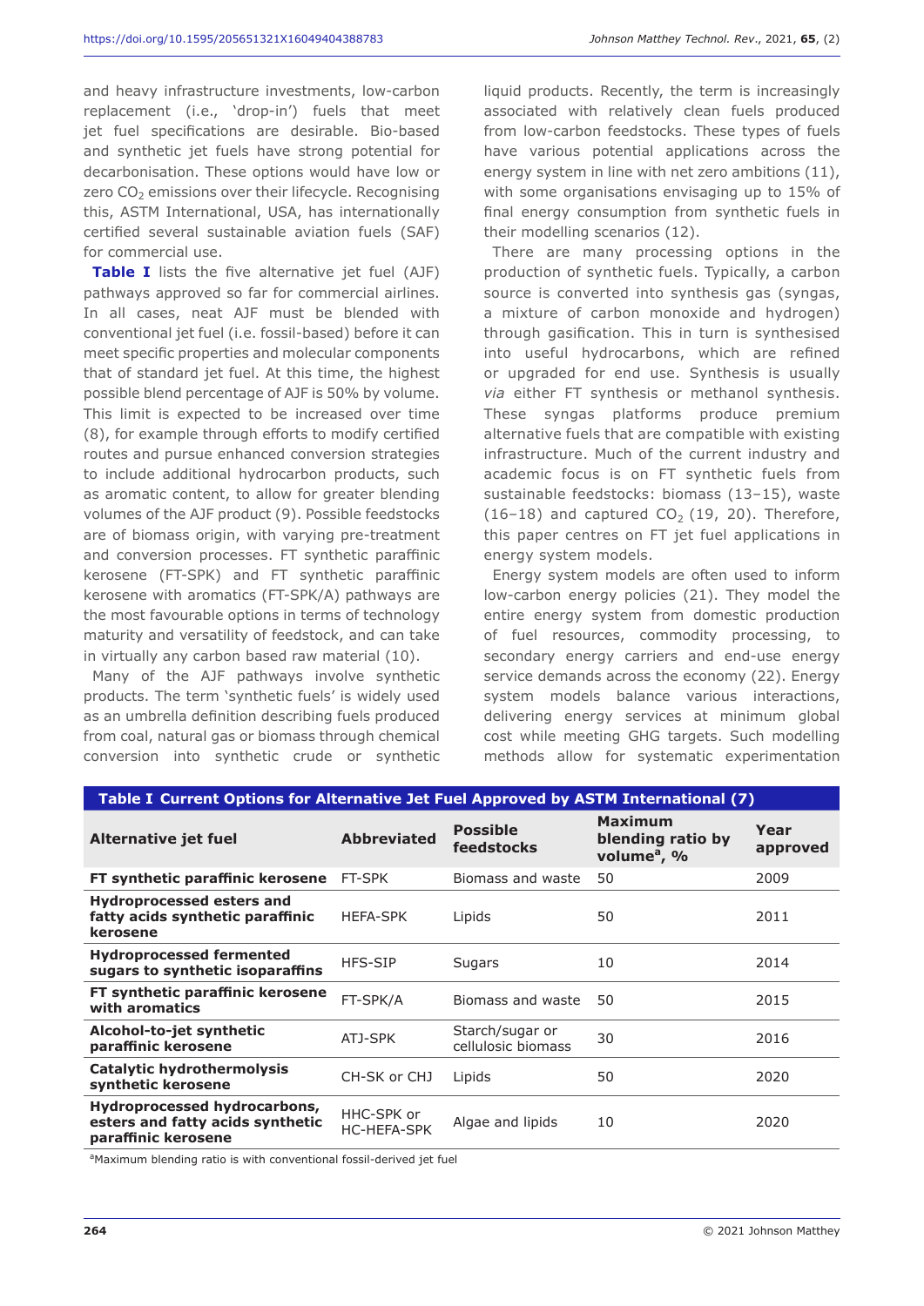and heavy infrastructure investments, low-carbon replacement (i.e., 'drop-in') fuels that meet jet fuel specifications are desirable. Bio-based and synthetic jet fuels have strong potential for decarbonisation. These options would have low or zero $CO_2$ emissions over their lifecycle. Recognising this, ASTM International, USA, has internationally certified several sustainable aviation fuels (SAF) for commercial use.

**Table I** lists the five alternative jet fuel (AJF) pathways approved so far for commercial airlines. In all cases, neat AJF must be blended with conventional jet fuel (i.e. fossil-based) before it can meet specific properties and molecular components that of standard jet fuel. At this time, the highest possible blend percentage of AJF is 50% by volume. This limit is expected to be increased over time (8), for example through efforts to modify certified routes and pursue enhanced conversion strategies to include additional hydrocarbon products, such as aromatic content, to allow for greater blending volumes of the AJF product (9). Possible feedstocks are of biomass origin, with varying pre-treatment and conversion processes. FT synthetic paraffinic kerosene (FT-SPK) and FT synthetic paraffinic kerosene with aromatics (FT-SPK/A) pathways are the most favourable options in terms of technology maturity and versatility of feedstock, and can take in virtually any carbon based raw material (10).

Many of the AJF pathways involve synthetic products. The term 'synthetic fuels' is widely used as an umbrella definition describing fuels produced from coal, natural gas or biomass through chemical conversion into synthetic crude or synthetic liquid products. Recently, the term is increasingly associated with relatively clean fuels produced from low-carbon feedstocks. These types of fuels have various potential applications across the energy system in line with net zero ambitions (11), with some organisations envisaging up to 15% of final energy consumption from synthetic fuels in their modelling scenarios (12).

There are many processing options in the production of synthetic fuels. Typically, a carbon source is converted into synthesis gas (syngas, a mixture of carbon monoxide and hydrogen) through gasification. This in turn is synthesised into useful hydrocarbons, which are refined or upgraded for end use. Synthesis is usually *via* either FT synthesis or methanol synthesis. These syngas platforms produce premium alternative fuels that are compatible with existing infrastructure. Much of the current industry and academic focus is on FT synthetic fuels from sustainable feedstocks: biomass (13–15), waste (16–18) and captured $CO_2$ (19, 20). Therefore, this paper centres on FT jet fuel applications in energy system models.

Energy system models are often used to inform low-carbon energy policies (21). They model the entire energy system from domestic production of fuel resources, commodity processing, to secondary energy carriers and end-use energy service demands across the economy (22). Energy system models balance various interactions, delivering energy services at minimum global cost while meeting GHG targets. Such modelling methods allow for systematic experimentation

**Table I Current Options for Alternative Jet Fuel Approved by ASTM International (7)**

| Alternative jet fuel | Abbreviated | Possible feedstocks | Maximum blending ratio by volume[a], % | Year approved |
|---|---|---|---|---|
| **FT synthetic paraffinic kerosene** | FT-SPK | Biomass and waste | 50 | 2009 |
| **Hydroprocessed esters and fatty acids synthetic paraffinic kerosene** | HEFA-SPK | Lipids | 50 | 2011 |
| **Hydroprocessed fermented sugars to synthetic isoparaffins** | HFS-SIP | Sugars | 10 | 2014 |
| **FT synthetic paraffinic kerosene with aromatics** | FT-SPK/A | Biomass and waste | 50 | 2015 |
| **Alcohol-to-jet synthetic paraffinic kerosene** | ATJ-SPK | Starch/sugar or cellulosic biomass | 30 | 2016 |
| **Catalytic hydrothermolysis synthetic kerosene** | CH-SK or CHJ | Lipids | 50 | 2020 |
| **Hydroprocessed hydrocarbons, esters and fatty acids synthetic paraffinic kerosene** | HHC-SPK or HC-HEFA-SPK | Algae and lipids | 10 | 2020 |

[a]Maximum blending ratio is with conventional fossil-derived jet fuel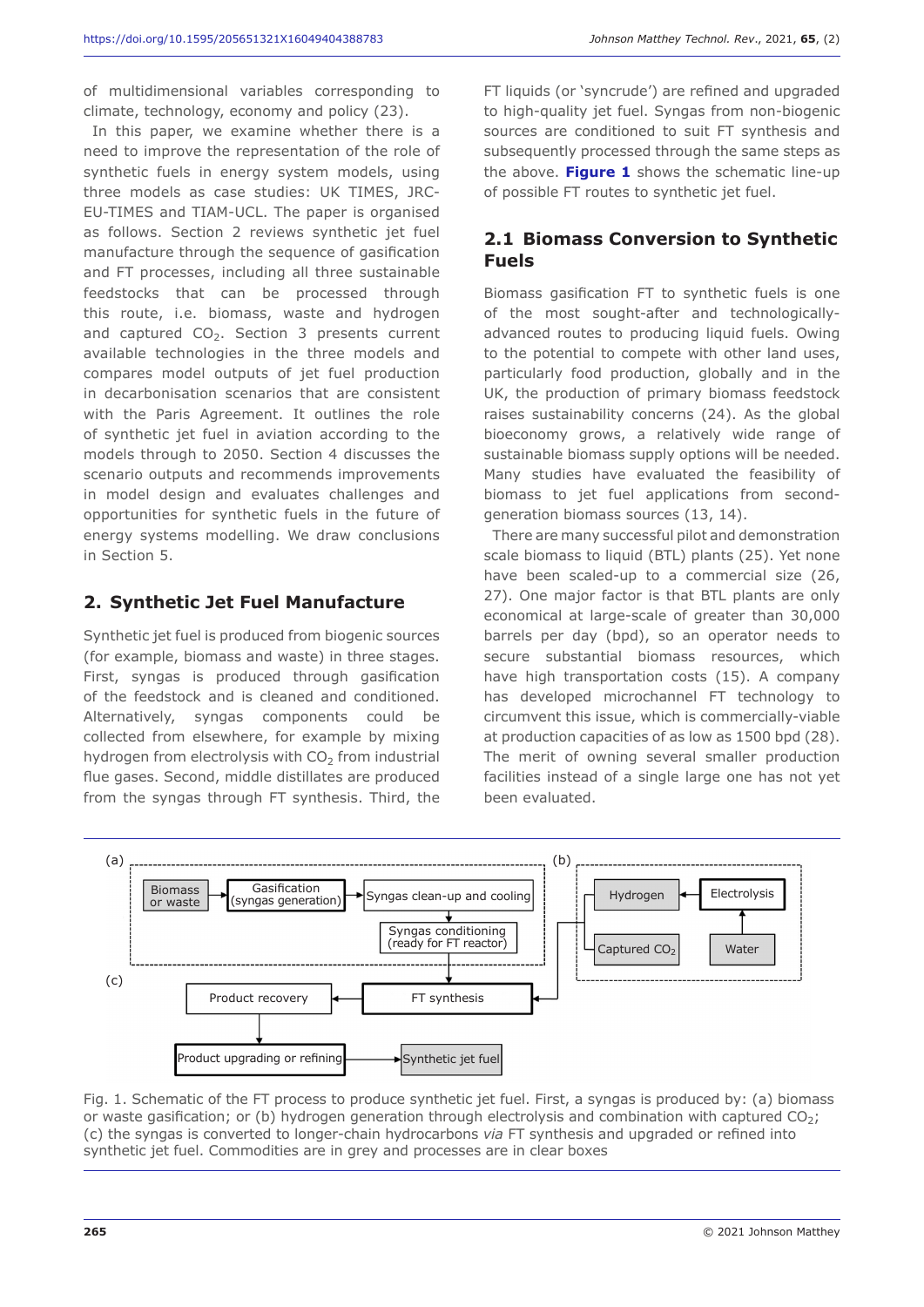of multidimensional variables corresponding to climate, technology, economy and policy (23).

In this paper, we examine whether there is a need to improve the representation of the role of synthetic fuels in energy system models, using three models as case studies: UK TIMES, JRC-EU-TIMES and TIAM-UCL. The paper is organised as follows. Section 2 reviews synthetic jet fuel manufacture through the sequence of gasification and FT processes, including all three sustainable feedstocks that can be processed through this route, i.e. biomass, waste and hydrogen and captured $CO_2$. Section 3 presents current available technologies in the three models and compares model outputs of jet fuel production in decarbonisation scenarios that are consistent with the Paris Agreement. It outlines the role of synthetic jet fuel in aviation according to the models through to 2050. Section 4 discusses the scenario outputs and recommends improvements in model design and evaluates challenges and opportunities for synthetic fuels in the future of energy systems modelling. We draw conclusions in Section 5.

## 2. Synthetic Jet Fuel Manufacture

Synthetic jet fuel is produced from biogenic sources (for example, biomass and waste) in three stages. First, syngas is produced through gasification of the feedstock and is cleaned and conditioned. Alternatively, syngas components could be collected from elsewhere, for example by mixing hydrogen from electrolysis with $CO_2$ from industrial flue gases. Second, middle distillates are produced from the syngas through FT synthesis. Third, the FT liquids (or 'syncrude') are refined and upgraded to high-quality jet fuel. Syngas from non-biogenic sources are conditioned to suit FT synthesis and subsequently processed through the same steps as the above. **Figure 1** shows the schematic line-up of possible FT routes to synthetic jet fuel.

### 2.1 Biomass Conversion to Synthetic Fuels

Biomass gasification FT to synthetic fuels is one of the most sought-after and technologically-advanced routes to producing liquid fuels. Owing to the potential to compete with other land uses, particularly food production, globally and in the UK, the production of primary biomass feedstock raises sustainability concerns (24). As the global bioeconomy grows, a relatively wide range of sustainable biomass supply options will be needed. Many studies have evaluated the feasibility of biomass to jet fuel applications from second-generation biomass sources (13, 14).

There are many successful pilot and demonstration scale biomass to liquid (BTL) plants (25). Yet none have been scaled-up to a commercial size (26, 27). One major factor is that BTL plants are only economical at large-scale of greater than 30,000 barrels per day (bpd), so an operator needs to secure substantial biomass resources, which have high transportation costs (15). A company has developed microchannel FT technology to circumvent this issue, which is commercially-viable at production capacities of as low as 1500 bpd (28). The merit of owning several smaller production facilities instead of a single large one has not yet been evaluated.

(a) Biomass or waste → Gasification (syngas generation) → Syngas clean-up and cooling → Syngas conditioning (ready for FT reactor)

(b) Water → Electrolysis → Hydrogen; Captured $CO_2$

(c) FT synthesis → Product recovery → Product upgrading or refining → Synthetic jet fuel

Fig. 1. Schematic of the FT process to produce synthetic jet fuel. First, a syngas is produced by: (a) biomass or waste gasification; or (b) hydrogen generation through electrolysis and combination with captured $CO_2$; (c) the syngas is converted to longer-chain hydrocarbons *via* FT synthesis and upgraded or refined into synthetic jet fuel. Commodities are in grey and processes are in clear boxes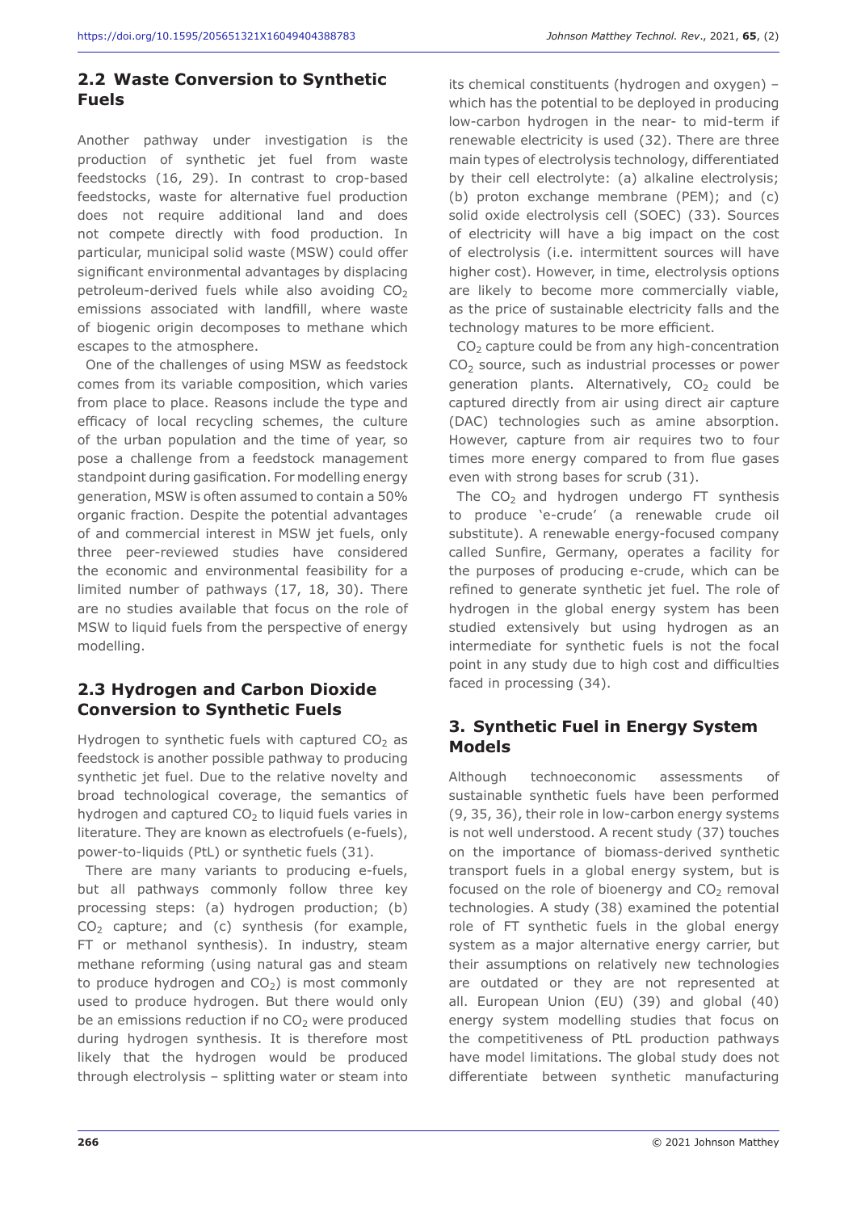## 2.2 Waste Conversion to Synthetic Fuels

Another pathway under investigation is the production of synthetic jet fuel from waste feedstocks (16, 29). In contrast to crop-based feedstocks, waste for alternative fuel production does not require additional land and does not compete directly with food production. In particular, municipal solid waste (MSW) could offer significant environmental advantages by displacing petroleum-derived fuels while also avoiding $CO_2$ emissions associated with landfill, where waste of biogenic origin decomposes to methane which escapes to the atmosphere.

One of the challenges of using MSW as feedstock comes from its variable composition, which varies from place to place. Reasons include the type and efficacy of local recycling schemes, the culture of the urban population and the time of year, so pose a challenge from a feedstock management standpoint during gasification. For modelling energy generation, MSW is often assumed to contain a 50% organic fraction. Despite the potential advantages of and commercial interest in MSW jet fuels, only three peer-reviewed studies have considered the economic and environmental feasibility for a limited number of pathways (17, 18, 30). There are no studies available that focus on the role of MSW to liquid fuels from the perspective of energy modelling.

## 2.3 Hydrogen and Carbon Dioxide Conversion to Synthetic Fuels

Hydrogen to synthetic fuels with captured $CO_2$ as feedstock is another possible pathway to producing synthetic jet fuel. Due to the relative novelty and broad technological coverage, the semantics of hydrogen and captured $CO_2$ to liquid fuels varies in literature. They are known as electrofuels (e-fuels), power-to-liquids (PtL) or synthetic fuels (31).

There are many variants to producing e-fuels, but all pathways commonly follow three key processing steps: (a) hydrogen production; (b) $CO_2$ capture; and (c) synthesis (for example, FT or methanol synthesis). In industry, steam methane reforming (using natural gas and steam to produce hydrogen and $CO_2$) is most commonly used to produce hydrogen. But there would only be an emissions reduction if no $CO_2$ were produced during hydrogen synthesis. It is therefore most likely that the hydrogen would be produced through electrolysis – splitting water or steam into its chemical constituents (hydrogen and oxygen) – which has the potential to be deployed in producing low-carbon hydrogen in the near- to mid-term if renewable electricity is used (32). There are three main types of electrolysis technology, differentiated by their cell electrolyte: (a) alkaline electrolysis; (b) proton exchange membrane (PEM); and (c) solid oxide electrolysis cell (SOEC) (33). Sources of electricity will have a big impact on the cost of electrolysis (i.e. intermittent sources will have higher cost). However, in time, electrolysis options are likely to become more commercially viable, as the price of sustainable electricity falls and the technology matures to be more efficient.

$CO_2$ capture could be from any high-concentration $CO_2$ source, such as industrial processes or power generation plants. Alternatively, $CO_2$ could be captured directly from air using direct air capture (DAC) technologies such as amine absorption. However, capture from air requires two to four times more energy compared to from flue gases even with strong bases for scrub (31).

The $CO_2$ and hydrogen undergo FT synthesis to produce 'e-crude' (a renewable crude oil substitute). A renewable energy-focused company called Sunfire, Germany, operates a facility for the purposes of producing e-crude, which can be refined to generate synthetic jet fuel. The role of hydrogen in the global energy system has been studied extensively but using hydrogen as an intermediate for synthetic fuels is not the focal point in any study due to high cost and difficulties faced in processing (34).

# 3. Synthetic Fuel in Energy System Models

Although technoeconomic assessments of sustainable synthetic fuels have been performed (9, 35, 36), their role in low-carbon energy systems is not well understood. A recent study (37) touches on the importance of biomass-derived synthetic transport fuels in a global energy system, but is focused on the role of bioenergy and $CO_2$ removal technologies. A study (38) examined the potential role of FT synthetic fuels in the global energy system as a major alternative energy carrier, but their assumptions on relatively new technologies are outdated or they are not represented at all. European Union (EU) (39) and global (40) energy system modelling studies that focus on the competitiveness of PtL production pathways have model limitations. The global study does not differentiate between synthetic manufacturing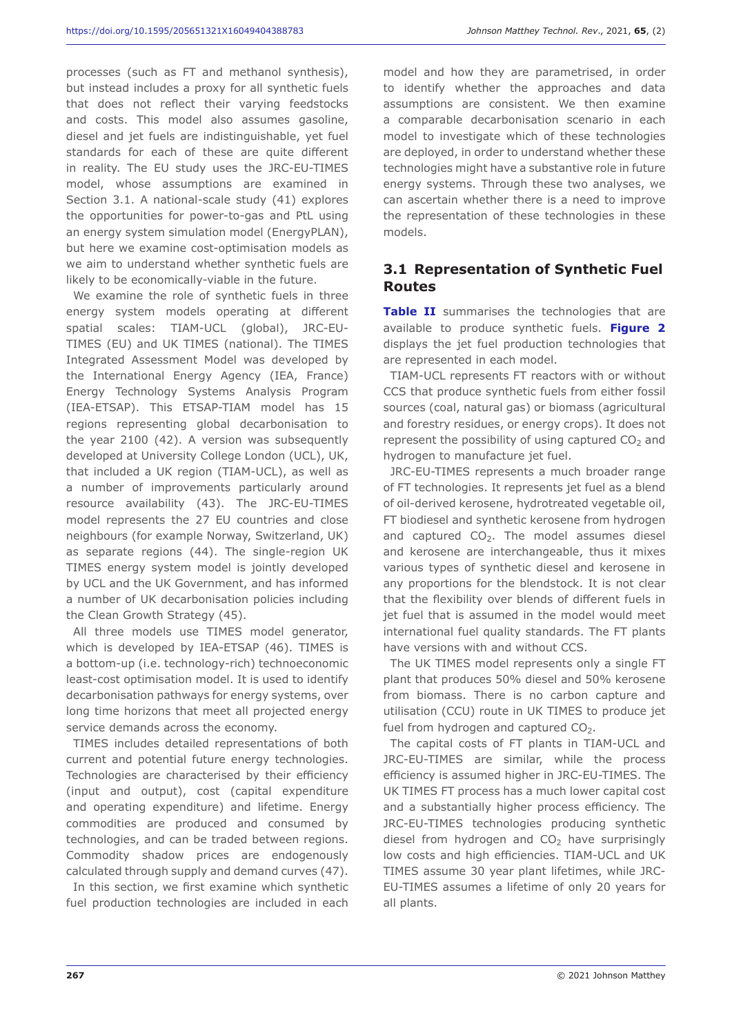processes (such as FT and methanol synthesis), but instead includes a proxy for all synthetic fuels that does not reflect their varying feedstocks and costs. This model also assumes gasoline, diesel and jet fuels are indistinguishable, yet fuel standards for each of these are quite different in reality. The EU study uses the JRC-EU-TIMES model, whose assumptions are examined in Section 3.1. A national-scale study (41) explores the opportunities for power-to-gas and PtL using an energy system simulation model (EnergyPLAN), but here we examine cost-optimisation models as we aim to understand whether synthetic fuels are likely to be economically-viable in the future.

We examine the role of synthetic fuels in three energy system models operating at different spatial scales: TIAM-UCL (global), JRC-EU-TIMES (EU) and UK TIMES (national). The TIMES Integrated Assessment Model was developed by the International Energy Agency (IEA, France) Energy Technology Systems Analysis Program (IEA-ETSAP). This ETSAP-TIAM model has 15 regions representing global decarbonisation to the year 2100 (42). A version was subsequently developed at University College London (UCL), UK, that included a UK region (TIAM-UCL), as well as a number of improvements particularly around resource availability (43). The JRC-EU-TIMES model represents the 27 EU countries and close neighbours (for example Norway, Switzerland, UK) as separate regions (44). The single-region UK TIMES energy system model is jointly developed by UCL and the UK Government, and has informed a number of UK decarbonisation policies including the Clean Growth Strategy (45).

All three models use TIMES model generator, which is developed by IEA-ETSAP (46). TIMES is a bottom-up (i.e. technology-rich) technoeconomic least-cost optimisation model. It is used to identify decarbonisation pathways for energy systems, over long time horizons that meet all projected energy service demands across the economy.

TIMES includes detailed representations of both current and potential future energy technologies. Technologies are characterised by their efficiency (input and output), cost (capital expenditure and operating expenditure) and lifetime. Energy commodities are produced and consumed by technologies, and can be traded between regions. Commodity shadow prices are endogenously calculated through supply and demand curves (47).

In this section, we first examine which synthetic fuel production technologies are included in each model and how they are parametrised, in order to identify whether the approaches and data assumptions are consistent. We then examine a comparable decarbonisation scenario in each model to investigate which of these technologies are deployed, in order to understand whether these technologies might have a substantive role in future energy systems. Through these two analyses, we can ascertain whether there is a need to improve the representation of these technologies in these models.

## 3.1 Representation of Synthetic Fuel Routes

**Table II** summarises the technologies that are available to produce synthetic fuels. **Figure 2** displays the jet fuel production technologies that are represented in each model.

TIAM-UCL represents FT reactors with or without CCS that produce synthetic fuels from either fossil sources (coal, natural gas) or biomass (agricultural and forestry residues, or energy crops). It does not represent the possibility of using captured $CO_2$ and hydrogen to manufacture jet fuel.

JRC-EU-TIMES represents a much broader range of FT technologies. It represents jet fuel as a blend of oil-derived kerosene, hydrotreated vegetable oil, FT biodiesel and synthetic kerosene from hydrogen and captured $CO_2$. The model assumes diesel and kerosene are interchangeable, thus it mixes various types of synthetic diesel and kerosene in any proportions for the blendstock. It is not clear that the flexibility over blends of different fuels in jet fuel that is assumed in the model would meet international fuel quality standards. The FT plants have versions with and without CCS.

The UK TIMES model represents only a single FT plant that produces 50% diesel and 50% kerosene from biomass. There is no carbon capture and utilisation (CCU) route in UK TIMES to produce jet fuel from hydrogen and captured $CO_2$.

The capital costs of FT plants in TIAM-UCL and JRC-EU-TIMES are similar, while the process efficiency is assumed higher in JRC-EU-TIMES. The UK TIMES FT process has a much lower capital cost and a substantially higher process efficiency. The JRC-EU-TIMES technologies producing synthetic diesel from hydrogen and $CO_2$ have surprisingly low costs and high efficiencies. TIAM-UCL and UK TIMES assume 30 year plant lifetimes, while JRC-EU-TIMES assumes a lifetime of only 20 years for all plants.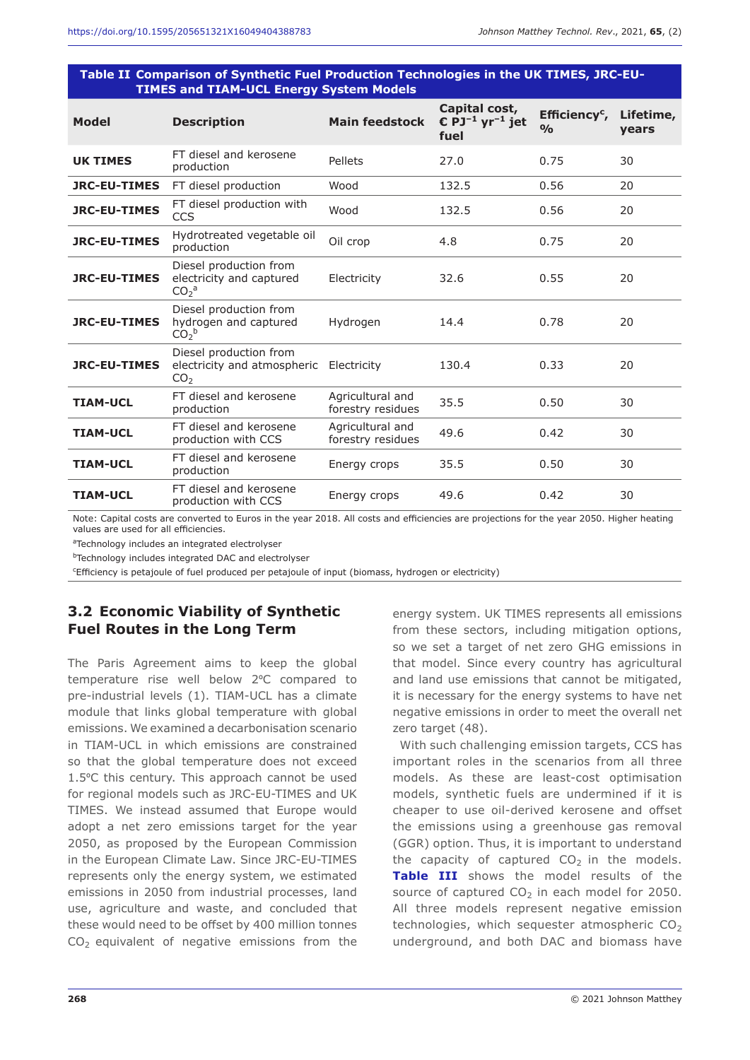**Table II Comparison of Synthetic Fuel Production Technologies in the UK TIMES, JRC-EU-TIMES and TIAM-UCL Energy System Models**

| Model | Description | Main feedstock | Capital cost, € $PJ^{-1}$ $yr^{-1}$ jet fuel | Efficiency[c], % | Lifetime, years |
|---|---|---|---|---|---|
| **UK TIMES** | FT diesel and kerosene production | Pellets | 27.0 | 0.75 | 30 |
| **JRC-EU-TIMES** | FT diesel production | Wood | 132.5 | 0.56 | 20 |
| **JRC-EU-TIMES** | FT diesel production with CCS | Wood | 132.5 | 0.56 | 20 |
| **JRC-EU-TIMES** | Hydrotreated vegetable oil production | Oil crop | 4.8 | 0.75 | 20 |
| **JRC-EU-TIMES** | Diesel production from electricity and captured $CO_2$[a] | Electricity | 32.6 | 0.55 | 20 |
| **JRC-EU-TIMES** | Diesel production from hydrogen and captured $CO_2$[b] | Hydrogen | 14.4 | 0.78 | 20 |
| **JRC-EU-TIMES** | Diesel production from electricity and atmospheric $CO_2$ | Electricity | 130.4 | 0.33 | 20 |
| **TIAM-UCL** | FT diesel and kerosene production | Agricultural and forestry residues | 35.5 | 0.50 | 30 |
| **TIAM-UCL** | FT diesel and kerosene production with CCS | Agricultural and forestry residues | 49.6 | 0.42 | 30 |
| **TIAM-UCL** | FT diesel and kerosene production | Energy crops | 35.5 | 0.50 | 30 |
| **TIAM-UCL** | FT diesel and kerosene production with CCS | Energy crops | 49.6 | 0.42 | 30 |

Note: Capital costs are converted to Euros in the year 2018. All costs and efficiencies are projections for the year 2050. Higher heating values are used for all efficiencies.

[a]Technology includes an integrated electrolyser

[b]Technology includes integrated DAC and electrolyser

[c]Efficiency is petajoule of fuel produced per petajoule of input (biomass, hydrogen or electricity)

## 3.2 Economic Viability of Synthetic Fuel Routes in the Long Term

The Paris Agreement aims to keep the global temperature rise well below 2°C compared to pre-industrial levels (1). TIAM-UCL has a climate module that links global temperature with global emissions. We examined a decarbonisation scenario in TIAM-UCL in which emissions are constrained so that the global temperature does not exceed 1.5°C this century. This approach cannot be used for regional models such as JRC-EU-TIMES and UK TIMES. We instead assumed that Europe would adopt a net zero emissions target for the year 2050, as proposed by the European Commission in the European Climate Law. Since JRC-EU-TIMES represents only the energy system, we estimated emissions in 2050 from industrial processes, land use, agriculture and waste, and concluded that these would need to be offset by 400 million tonnes $CO_2$ equivalent of negative emissions from the energy system. UK TIMES represents all emissions from these sectors, including mitigation options, so we set a target of net zero GHG emissions in that model. Since every country has agricultural and land use emissions that cannot be mitigated, it is necessary for the energy systems to have net negative emissions in order to meet the overall net zero target (48).

With such challenging emission targets, CCS has important roles in the scenarios from all three models. As these are least-cost optimisation models, synthetic fuels are undermined if it is cheaper to use oil-derived kerosene and offset the emissions using a greenhouse gas removal (GGR) option. Thus, it is important to understand the capacity of captured $CO_2$ in the models. **Table III** shows the model results of the source of captured $CO_2$ in each model for 2050. All three models represent negative emission technologies, which sequester atmospheric $CO_2$ underground, and both DAC and biomass have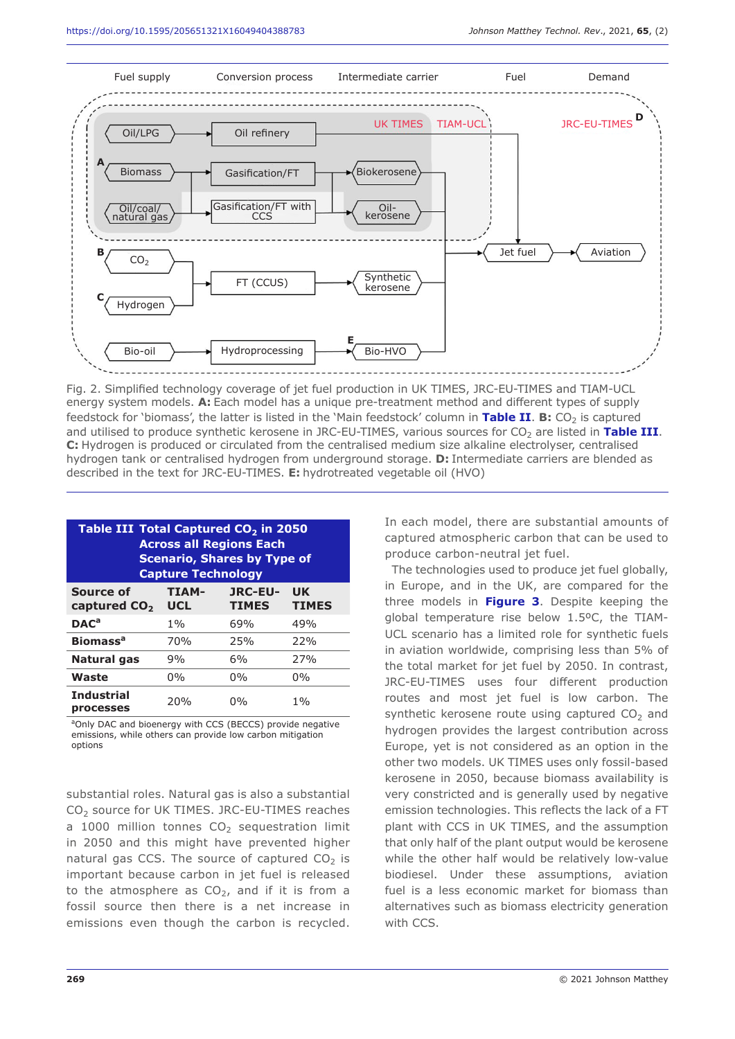Fig. 2. Simplified technology coverage of jet fuel production in UK TIMES, JRC-EU-TIMES and TIAM-UCL energy system models. **A:** Each model has a unique pre-treatment method and different types of supply feedstock for 'biomass', the latter is listed in the 'Main feedstock' column in **Table II**. **B:** $CO_2$ is captured and utilised to produce synthetic kerosene in JRC-EU-TIMES, various sources for $CO_2$ are listed in **Table III**. **C:** Hydrogen is produced or circulated from the centralised medium size alkaline electrolyser, centralised hydrogen tank or centralised hydrogen from underground storage. **D:** Intermediate carriers are blended as described in the text for JRC-EU-TIMES. **E:** hydrotreated vegetable oil (HVO)

**Table III Total Captured $CO_2$ in 2050 Across all Regions Each Scenario, Shares by Type of Capture Technology**

| Source of captured $CO_2$ | TIAM-UCL | JRC-EU-TIMES | UK TIMES |
|---|---|---|---|
| **DAC**[a] | 1% | 69% | 49% |
| **Biomass**[a] | 70% | 25% | 22% |
| **Natural gas** | 9% | 6% | 27% |
| **Waste** | 0% | 0% | 0% |
| **Industrial processes** | 20% | 0% | 1% |

[a]Only DAC and bioenergy with CCS (BECCS) provide negative emissions, while others can provide low carbon mitigation options

substantial roles. Natural gas is also a substantial $CO_2$ source for UK TIMES. JRC-EU-TIMES reaches a 1000 million tonnes $CO_2$ sequestration limit in 2050 and this might have prevented higher natural gas CCS. The source of captured $CO_2$ is important because carbon in jet fuel is released to the atmosphere as $CO_2$, and if it is from a fossil source then there is a net increase in emissions even though the carbon is recycled. In each model, there are substantial amounts of captured atmospheric carbon that can be used to produce carbon-neutral jet fuel.

The technologies used to produce jet fuel globally, in Europe, and in the UK, are compared for the three models in **Figure 3**. Despite keeping the global temperature rise below 1.5ºC, the TIAM-UCL scenario has a limited role for synthetic fuels in aviation worldwide, comprising less than 5% of the total market for jet fuel by 2050. In contrast, JRC-EU-TIMES uses four different production routes and most jet fuel is low carbon. The synthetic kerosene route using captured $CO_2$ and hydrogen provides the largest contribution across Europe, yet is not considered as an option in the other two models. UK TIMES uses only fossil-based kerosene in 2050, because biomass availability is very constricted and is generally used by negative emission technologies. This reflects the lack of a FT plant with CCS in UK TIMES, and the assumption that only half of the plant output would be kerosene while the other half would be relatively low-value biodiesel. Under these assumptions, aviation fuel is a less economic market for biomass than alternatives such as biomass electricity generation with CCS.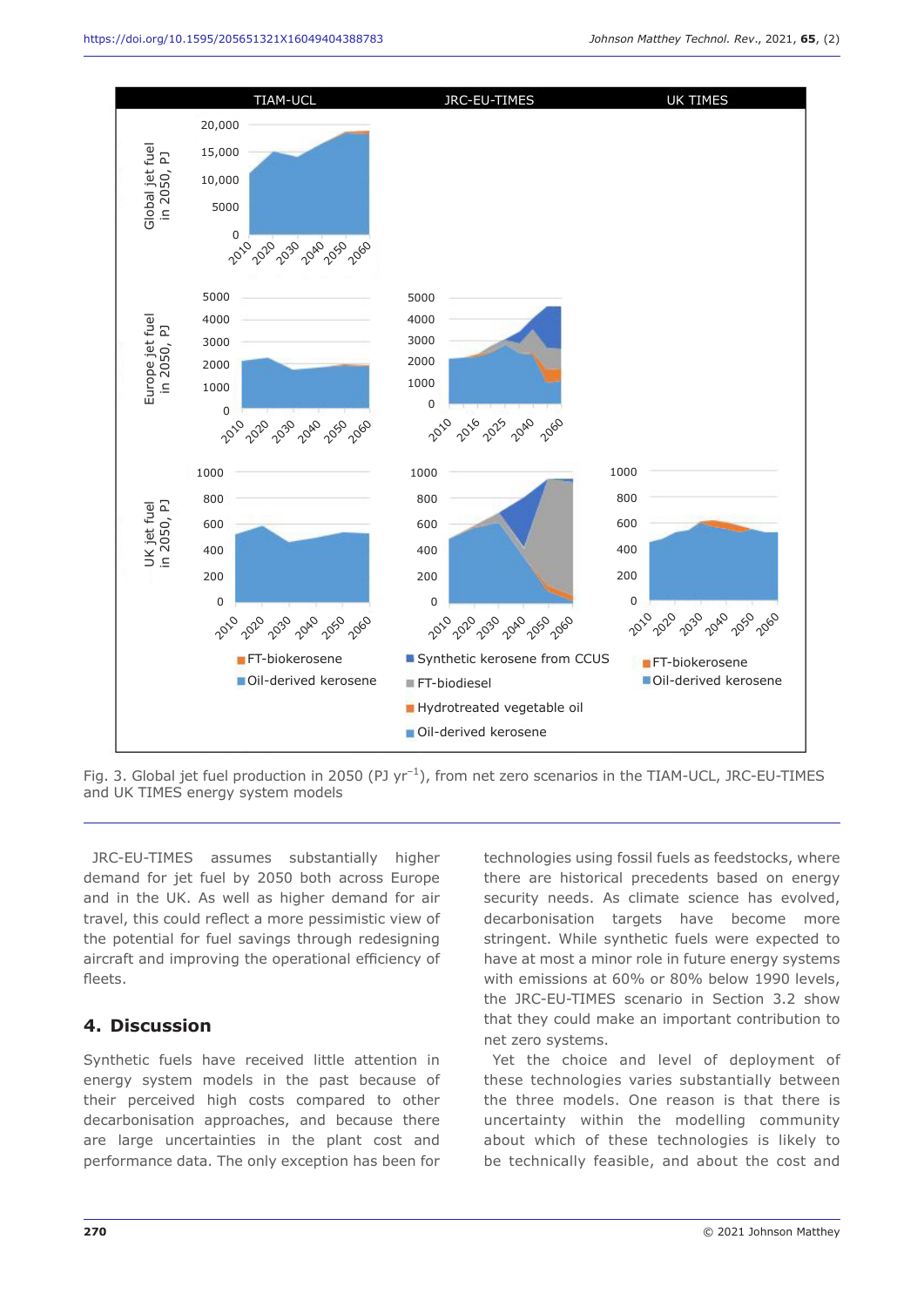Fig. 3. Global jet fuel production in 2050 (PJ yr$^{-1}$), from net zero scenarios in the TIAM-UCL, JRC-EU-TIMES and UK TIMES energy system models

JRC-EU-TIMES assumes substantially higher demand for jet fuel by 2050 both across Europe and in the UK. As well as higher demand for air travel, this could reflect a more pessimistic view of the potential for fuel savings through redesigning aircraft and improving the operational efficiency of fleets.

## 4. Discussion

Synthetic fuels have received little attention in energy system models in the past because of their perceived high costs compared to other decarbonisation approaches, and because there are large uncertainties in the plant cost and performance data. The only exception has been for technologies using fossil fuels as feedstocks, where there are historical precedents based on energy security needs. As climate science has evolved, decarbonisation targets have become more stringent. While synthetic fuels were expected to have at most a minor role in future energy systems with emissions at 60% or 80% below 1990 levels, the JRC-EU-TIMES scenario in Section 3.2 show that they could make an important contribution to net zero systems.

Yet the choice and level of deployment of these technologies varies substantially between the three models. One reason is that there is uncertainty within the modelling community about which of these technologies is likely to be technically feasible, and about the cost and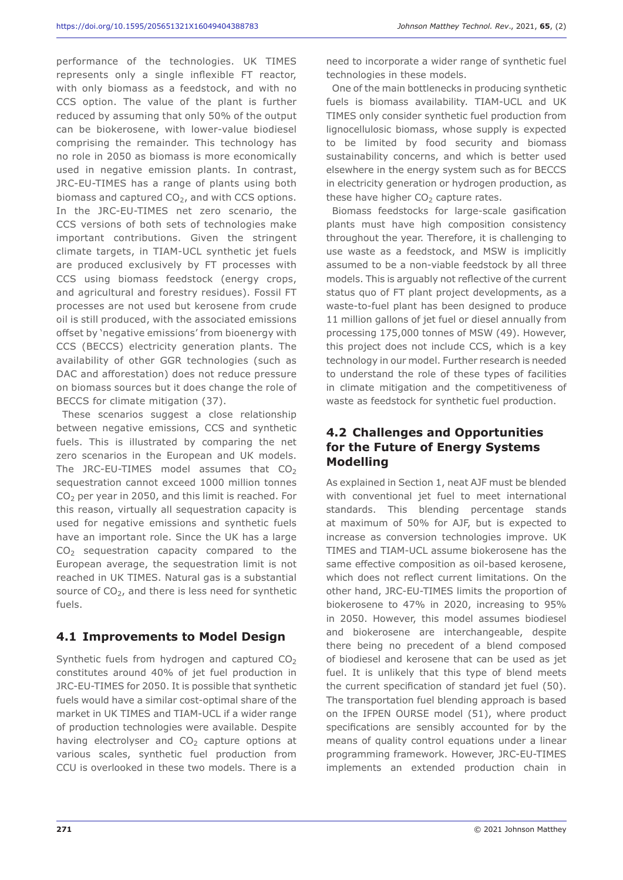performance of the technologies. UK TIMES represents only a single inflexible FT reactor, with only biomass as a feedstock, and with no CCS option. The value of the plant is further reduced by assuming that only 50% of the output can be biokerosene, with lower-value biodiesel comprising the remainder. This technology has no role in 2050 as biomass is more economically used in negative emission plants. In contrast, JRC-EU-TIMES has a range of plants using both biomass and captured $CO_2$, and with CCS options. In the JRC-EU-TIMES net zero scenario, the CCS versions of both sets of technologies make important contributions. Given the stringent climate targets, in TIAM-UCL synthetic jet fuels are produced exclusively by FT processes with CCS using biomass feedstock (energy crops, and agricultural and forestry residues). Fossil FT processes are not used but kerosene from crude oil is still produced, with the associated emissions offset by 'negative emissions' from bioenergy with CCS (BECCS) electricity generation plants. The availability of other GGR technologies (such as DAC and afforestation) does not reduce pressure on biomass sources but it does change the role of BECCS for climate mitigation (37).

These scenarios suggest a close relationship between negative emissions, CCS and synthetic fuels. This is illustrated by comparing the net zero scenarios in the European and UK models. The JRC-EU-TIMES model assumes that $CO_2$ sequestration cannot exceed 1000 million tonnes $CO_2$ per year in 2050, and this limit is reached. For this reason, virtually all sequestration capacity is used for negative emissions and synthetic fuels have an important role. Since the UK has a large $CO_2$ sequestration capacity compared to the European average, the sequestration limit is not reached in UK TIMES. Natural gas is a substantial source of $CO_2$, and there is less need for synthetic fuels.

## 4.1 Improvements to Model Design

Synthetic fuels from hydrogen and captured $CO_2$ constitutes around 40% of jet fuel production in JRC-EU-TIMES for 2050. It is possible that synthetic fuels would have a similar cost-optimal share of the market in UK TIMES and TIAM-UCL if a wider range of production technologies were available. Despite having electrolyser and $CO_2$ capture options at various scales, synthetic fuel production from CCU is overlooked in these two models. There is a need to incorporate a wider range of synthetic fuel technologies in these models.

One of the main bottlenecks in producing synthetic fuels is biomass availability. TIAM-UCL and UK TIMES only consider synthetic fuel production from lignocellulosic biomass, whose supply is expected to be limited by food security and biomass sustainability concerns, and which is better used elsewhere in the energy system such as for BECCS in electricity generation or hydrogen production, as these have higher $CO_2$ capture rates.

Biomass feedstocks for large-scale gasification plants must have high composition consistency throughout the year. Therefore, it is challenging to use waste as a feedstock, and MSW is implicitly assumed to be a non-viable feedstock by all three models. This is arguably not reflective of the current status quo of FT plant project developments, as a waste-to-fuel plant has been designed to produce 11 million gallons of jet fuel or diesel annually from processing 175,000 tonnes of MSW (49). However, this project does not include CCS, which is a key technology in our model. Further research is needed to understand the role of these types of facilities in climate mitigation and the competitiveness of waste as feedstock for synthetic fuel production.

## 4.2 Challenges and Opportunities for the Future of Energy Systems Modelling

As explained in Section 1, neat AJF must be blended with conventional jet fuel to meet international standards. This blending percentage stands at maximum of 50% for AJF, but is expected to increase as conversion technologies improve. UK TIMES and TIAM-UCL assume biokerosene has the same effective composition as oil-based kerosene, which does not reflect current limitations. On the other hand, JRC-EU-TIMES limits the proportion of biokerosene to 47% in 2020, increasing to 95% in 2050. However, this model assumes biodiesel and biokerosene are interchangeable, despite there being no precedent of a blend composed of biodiesel and kerosene that can be used as jet fuel. It is unlikely that this type of blend meets the current specification of standard jet fuel (50). The transportation fuel blending approach is based on the IFPEN OURSE model (51), where product specifications are sensibly accounted for by the means of quality control equations under a linear programming framework. However, JRC-EU-TIMES implements an extended production chain in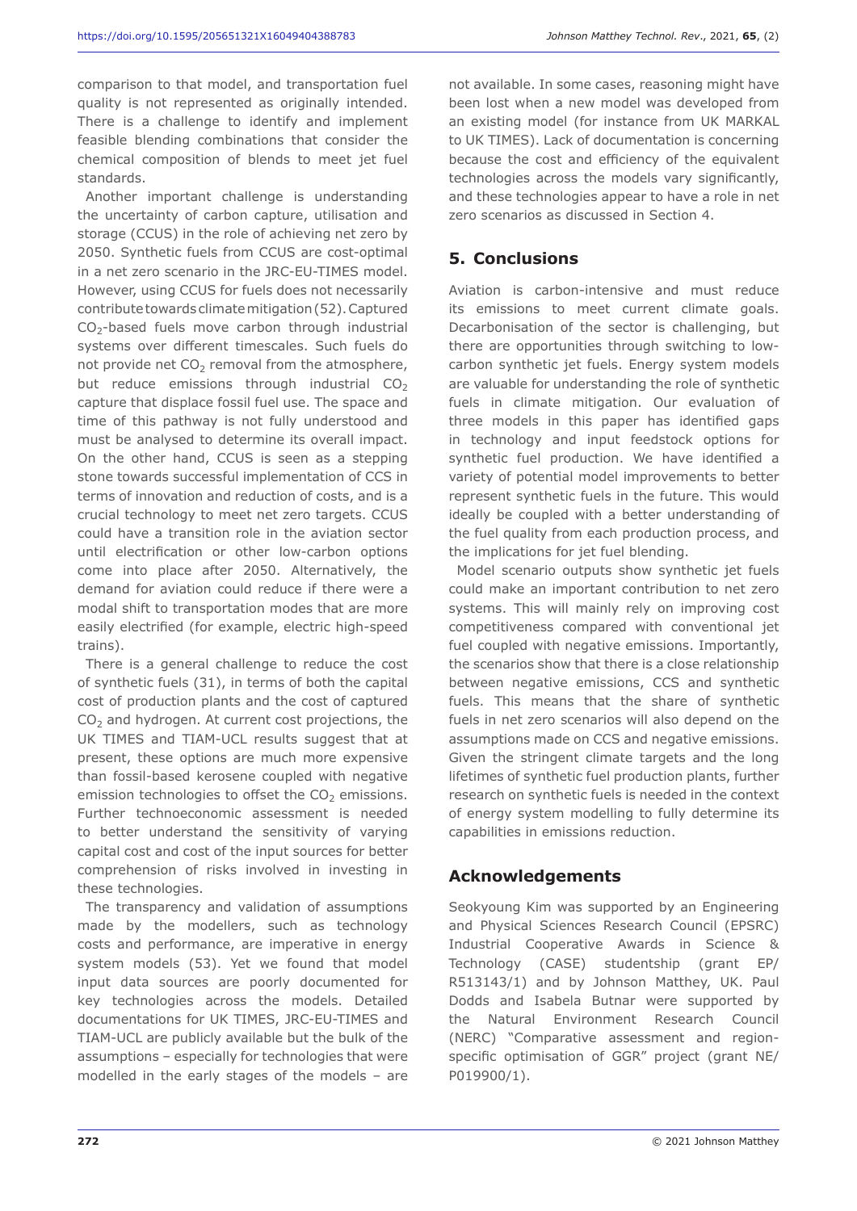comparison to that model, and transportation fuel quality is not represented as originally intended. There is a challenge to identify and implement feasible blending combinations that consider the chemical composition of blends to meet jet fuel standards.

Another important challenge is understanding the uncertainty of carbon capture, utilisation and storage (CCUS) in the role of achieving net zero by 2050. Synthetic fuels from CCUS are cost-optimal in a net zero scenario in the JRC-EU-TIMES model. However, using CCUS for fuels does not necessarily contribute towards climate mitigation (52). Captured $CO_2$-based fuels move carbon through industrial systems over different timescales. Such fuels do not provide net $CO_2$ removal from the atmosphere, but reduce emissions through industrial $CO_2$ capture that displace fossil fuel use. The space and time of this pathway is not fully understood and must be analysed to determine its overall impact. On the other hand, CCUS is seen as a stepping stone towards successful implementation of CCS in terms of innovation and reduction of costs, and is a crucial technology to meet net zero targets. CCUS could have a transition role in the aviation sector until electrification or other low-carbon options come into place after 2050. Alternatively, the demand for aviation could reduce if there were a modal shift to transportation modes that are more easily electrified (for example, electric high-speed trains).

There is a general challenge to reduce the cost of synthetic fuels (31), in terms of both the capital cost of production plants and the cost of captured $CO_2$ and hydrogen. At current cost projections, the UK TIMES and TIAM-UCL results suggest that at present, these options are much more expensive than fossil-based kerosene coupled with negative emission technologies to offset the $CO_2$ emissions. Further technoeconomic assessment is needed to better understand the sensitivity of varying capital cost and cost of the input sources for better comprehension of risks involved in investing in these technologies.

The transparency and validation of assumptions made by the modellers, such as technology costs and performance, are imperative in energy system models (53). Yet we found that model input data sources are poorly documented for key technologies across the models. Detailed documentations for UK TIMES, JRC-EU-TIMES and TIAM-UCL are publicly available but the bulk of the assumptions – especially for technologies that were modelled in the early stages of the models – are not available. In some cases, reasoning might have been lost when a new model was developed from an existing model (for instance from UK MARKAL to UK TIMES). Lack of documentation is concerning because the cost and efficiency of the equivalent technologies across the models vary significantly, and these technologies appear to have a role in net zero scenarios as discussed in Section 4.

## 5. Conclusions

Aviation is carbon-intensive and must reduce its emissions to meet current climate goals. Decarbonisation of the sector is challenging, but there are opportunities through switching to low-carbon synthetic jet fuels. Energy system models are valuable for understanding the role of synthetic fuels in climate mitigation. Our evaluation of three models in this paper has identified gaps in technology and input feedstock options for synthetic fuel production. We have identified a variety of potential model improvements to better represent synthetic fuels in the future. This would ideally be coupled with a better understanding of the fuel quality from each production process, and the implications for jet fuel blending.

Model scenario outputs show synthetic jet fuels could make an important contribution to net zero systems. This will mainly rely on improving cost competitiveness compared with conventional jet fuel coupled with negative emissions. Importantly, the scenarios show that there is a close relationship between negative emissions, CCS and synthetic fuels. This means that the share of synthetic fuels in net zero scenarios will also depend on the assumptions made on CCS and negative emissions. Given the stringent climate targets and the long lifetimes of synthetic fuel production plants, further research on synthetic fuels is needed in the context of energy system modelling to fully determine its capabilities in emissions reduction.

## Acknowledgements

Seokyoung Kim was supported by an Engineering and Physical Sciences Research Council (EPSRC) Industrial Cooperative Awards in Science & Technology (CASE) studentship (grant EP/R513143/1) and by Johnson Matthey, UK. Paul Dodds and Isabela Butnar were supported by the Natural Environment Research Council (NERC) "Comparative assessment and region-specific optimisation of GGR" project (grant NE/P019900/1).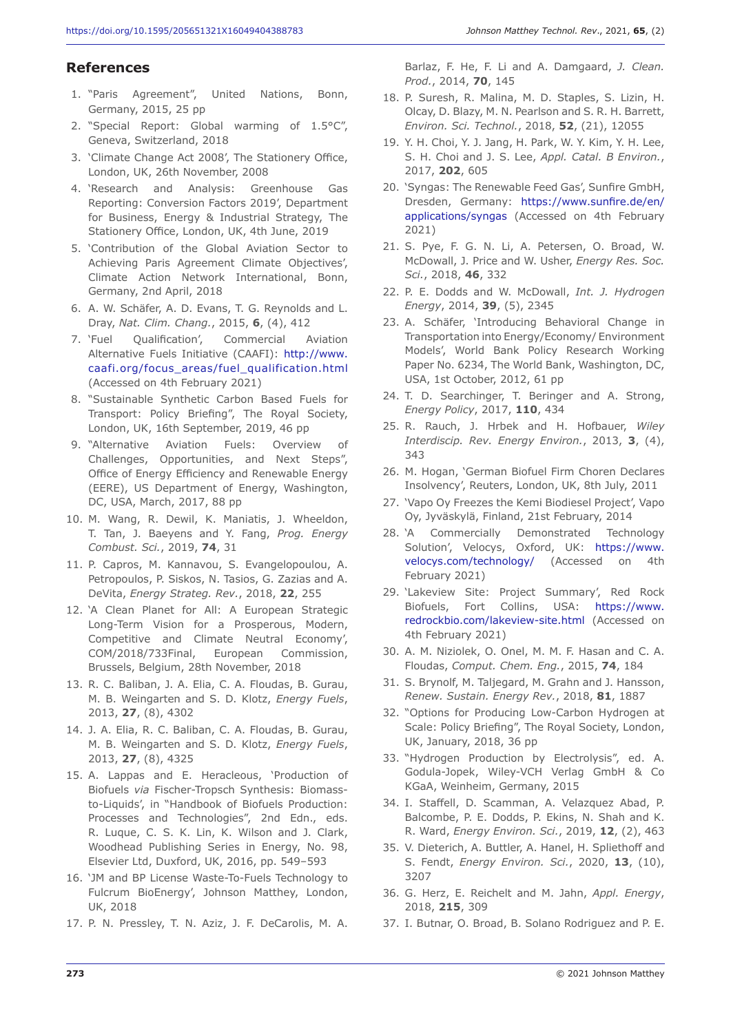## References

1. "Paris Agreement", United Nations, Bonn, Germany, 2015, 25 pp
2. "Special Report: Global warming of 1.5°C", Geneva, Switzerland, 2018
3. 'Climate Change Act 2008', The Stationery Office, London, UK, 26th November, 2008
4. 'Research and Analysis: Greenhouse Gas Reporting: Conversion Factors 2019', Department for Business, Energy & Industrial Strategy, The Stationery Office, London, UK, 4th June, 2019
5. 'Contribution of the Global Aviation Sector to Achieving Paris Agreement Climate Objectives', Climate Action Network International, Bonn, Germany, 2nd April, 2018
6. A. W. Schäfer, A. D. Evans, T. G. Reynolds and L. Dray, *Nat. Clim. Chang.*, 2015, **6**, (4), 412
7. 'Fuel Qualification', Commercial Aviation Alternative Fuels Initiative (CAAFI): http://www.caafi.org/focus_areas/fuel_qualification.html (Accessed on 4th February 2021)
8. "Sustainable Synthetic Carbon Based Fuels for Transport: Policy Briefing", The Royal Society, London, UK, 16th September, 2019, 46 pp
9. "Alternative Aviation Fuels: Overview of Challenges, Opportunities, and Next Steps", Office of Energy Efficiency and Renewable Energy (EERE), US Department of Energy, Washington, DC, USA, March, 2017, 88 pp
10. M. Wang, R. Dewil, K. Maniatis, J. Wheeldon, T. Tan, J. Baeyens and Y. Fang, *Prog. Energy Combust. Sci.*, 2019, **74**, 31
11. P. Capros, M. Kannavou, S. Evangelopoulou, A. Petropoulos, P. Siskos, N. Tasios, G. Zazias and A. DeVita, *Energy Strateg. Rev.*, 2018, **22**, 255
12. 'A Clean Planet for All: A European Strategic Long-Term Vision for a Prosperous, Modern, Competitive and Climate Neutral Economy', COM/2018/733Final, European Commission, Brussels, Belgium, 28th November, 2018
13. R. C. Baliban, J. A. Elia, C. A. Floudas, B. Gurau, M. B. Weingarten and S. D. Klotz, *Energy Fuels*, 2013, **27**, (8), 4302
14. J. A. Elia, R. C. Baliban, C. A. Floudas, B. Gurau, M. B. Weingarten and S. D. Klotz, *Energy Fuels*, 2013, **27**, (8), 4325
15. A. Lappas and E. Heracleous, 'Production of Biofuels *via* Fischer-Tropsch Synthesis: Biomass-to-Liquids', in "Handbook of Biofuels Production: Processes and Technologies", 2nd Edn., eds. R. Luque, C. S. K. Lin, K. Wilson and J. Clark, Woodhead Publishing Series in Energy, No. 98, Elsevier Ltd, Duxford, UK, 2016, pp. 549–593
16. 'JM and BP License Waste-To-Fuels Technology to Fulcrum BioEnergy', Johnson Matthey, London, UK, 2018
17. P. N. Pressley, T. N. Aziz, J. F. DeCarolis, M. A. Barlaz, F. He, F. Li and A. Damgaard, *J. Clean. Prod.*, 2014, **70**, 145
18. P. Suresh, R. Malina, M. D. Staples, S. Lizin, H. Olcay, D. Blazy, M. N. Pearlson and S. R. H. Barrett, *Environ. Sci. Technol.*, 2018, **52**, (21), 12055
19. Y. H. Choi, Y. J. Jang, H. Park, W. Y. Kim, Y. H. Lee, S. H. Choi and J. S. Lee, *Appl. Catal. B Environ.*, 2017, **202**, 605
20. 'Syngas: The Renewable Feed Gas', Sunfire GmbH, Dresden, Germany: https://www.sunfire.de/en/applications/syngas (Accessed on 4th February 2021)
21. S. Pye, F. G. N. Li, A. Petersen, O. Broad, W. McDowall, J. Price and W. Usher, *Energy Res. Soc. Sci.*, 2018, **46**, 332
22. P. E. Dodds and W. McDowall, *Int. J. Hydrogen Energy*, 2014, **39**, (5), 2345
23. A. Schäfer, 'Introducing Behavioral Change in Transportation into Energy/Economy/ Environment Models', World Bank Policy Research Working Paper No. 6234, The World Bank, Washington, DC, USA, 1st October, 2012, 61 pp
24. T. D. Searchinger, T. Beringer and A. Strong, *Energy Policy*, 2017, **110**, 434
25. R. Rauch, J. Hrbek and H. Hofbauer, *Wiley Interdiscip. Rev. Energy Environ.*, 2013, **3**, (4), 343
26. M. Hogan, 'German Biofuel Firm Choren Declares Insolvency', Reuters, London, UK, 8th July, 2011
27. 'Vapo Oy Freezes the Kemi Biodiesel Project', Vapo Oy, Jyväskylä, Finland, 21st February, 2014
28. 'A Commercially Demonstrated Technology Solution', Velocys, Oxford, UK: https://www.velocys.com/technology/ (Accessed on 4th February 2021)
29. 'Lakeview Site: Project Summary', Red Rock Biofuels, Fort Collins, USA: https://www.redrockbio.com/lakeview-site.html (Accessed on 4th February 2021)
30. A. M. Niziolek, O. Onel, M. M. F. Hasan and C. A. Floudas, *Comput. Chem. Eng.*, 2015, **74**, 184
31. S. Brynolf, M. Taljegard, M. Grahn and J. Hansson, *Renew. Sustain. Energy Rev.*, 2018, **81**, 1887
32. "Options for Producing Low-Carbon Hydrogen at Scale: Policy Briefing", The Royal Society, London, UK, January, 2018, 36 pp
33. "Hydrogen Production by Electrolysis", ed. A. Godula-Jopek, Wiley-VCH Verlag GmbH & Co KGaA, Weinheim, Germany, 2015
34. I. Staffell, D. Scamman, A. Velazquez Abad, P. Balcombe, P. E. Dodds, P. Ekins, N. Shah and K. R. Ward, *Energy Environ. Sci.*, 2019, **12**, (2), 463
35. V. Dieterich, A. Buttler, A. Hanel, H. Spliethoff and S. Fendt, *Energy Environ. Sci.*, 2020, **13**, (10), 3207
36. G. Herz, E. Reichelt and M. Jahn, *Appl. Energy*, 2018, **215**, 309
37. I. Butnar, O. Broad, B. Solano Rodriguez and P. E.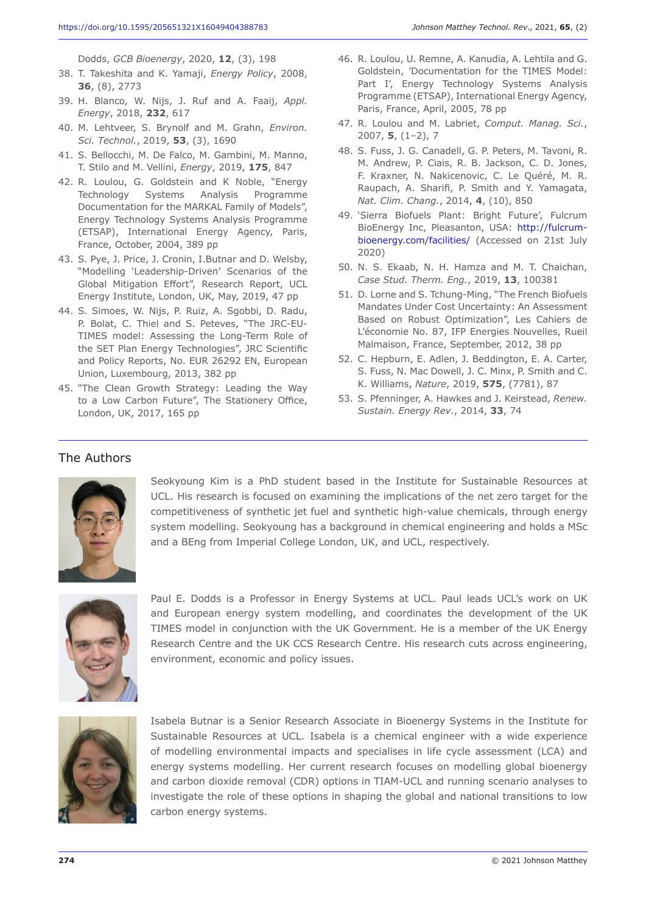Dodds, *GCB Bioenergy*, 2020, **12**, (3), 198

38. T. Takeshita and K. Yamaji, *Energy Policy*, 2008, **36**, (8), 2773
39. H. Blanco, W. Nijs, J. Ruf and A. Faaij, *Appl. Energy*, 2018, **232**, 617
40. M. Lehtveer, S. Brynolf and M. Grahn, *Environ. Sci. Technol.*, 2019, **53**, (3), 1690
41. S. Bellocchi, M. De Falco, M. Gambini, M. Manno, T. Stilo and M. Vellini, *Energy*, 2019, **175**, 847
42. R. Loulou, G. Goldstein and K Noble, "Energy Technology Systems Analysis Programme Documentation for the MARKAL Family of Models", Energy Technology Systems Analysis Programme (ETSAP), International Energy Agency, Paris, France, October, 2004, 389 pp
43. S. Pye, J. Price, J. Cronin, I.Butnar and D. Welsby, "Modelling 'Leadership-Driven' Scenarios of the Global Mitigation Effort", Research Report, UCL Energy Institute, London, UK, May, 2019, 47 pp
44. S. Simoes, W. Nijs, P. Ruiz, A. Sgobbi, D. Radu, P. Bolat, C. Thiel and S. Peteves, "The JRC-EU-TIMES model: Assessing the Long-Term Role of the SET Plan Energy Technologies", JRC Scientific and Policy Reports, No. EUR 26292 EN, European Union, Luxembourg, 2013, 382 pp
45. "The Clean Growth Strategy: Leading the Way to a Low Carbon Future", The Stationery Office, London, UK, 2017, 165 pp
46. R. Loulou, U. Remne, A. Kanudia, A. Lehtila and G. Goldstein, 'Documentation for the TIMES Model: Part I', Energy Technology Systems Analysis Programme (ETSAP), International Energy Agency, Paris, France, April, 2005, 78 pp
47. R. Loulou and M. Labriet, *Comput. Manag. Sci.*, 2007, **5**, (1–2), 7
48. S. Fuss, J. G. Canadell, G. P. Peters, M. Tavoni, R. M. Andrew, P. Ciais, R. B. Jackson, C. D. Jones, F. Kraxner, N. Nakicenovic, C. Le Quéré, M. R. Raupach, A. Sharifi, P. Smith and Y. Yamagata, *Nat. Clim. Chang.*, 2014, **4**, (10), 850
49. 'Sierra Biofuels Plant: Bright Future', Fulcrum BioEnergy Inc, Pleasanton, USA: http://fulcrum-bioenergy.com/facilities/ (Accessed on 21st July 2020)
50. N. S. Ekaab, N. H. Hamza and M. T. Chaichan, *Case Stud. Therm. Eng.*, 2019, **13**, 100381
51. D. Lorne and S. Tchung-Ming, "The French Biofuels Mandates Under Cost Uncertainty: An Assessment Based on Robust Optimization", Les Cahiers de L'économie No. 87, IFP Energies Nouvelles, Rueil Malmaison, France, September, 2012, 38 pp
52. C. Hepburn, E. Adlen, J. Beddington, E. A. Carter, S. Fuss, N. Mac Dowell, J. C. Minx, P. Smith and C. K. Williams, *Nature*, 2019, **575**, (7781), 87
53. S. Pfenninger, A. Hawkes and J. Keirstead, *Renew. Sustain. Energy Rev.*, 2014, **33**, 74

## The Authors

Seokyoung Kim is a PhD student based in the Institute for Sustainable Resources at UCL. His research is focused on examining the implications of the net zero target for the competitiveness of synthetic jet fuel and synthetic high-value chemicals, through energy system modelling. Seokyoung has a background in chemical engineering and holds a MSc and a BEng from Imperial College London, UK, and UCL, respectively.

Paul E. Dodds is a Professor in Energy Systems at UCL. Paul leads UCL's work on UK and European energy system modelling, and coordinates the development of the UK TIMES model in conjunction with the UK Government. He is a member of the UK Energy Research Centre and the UK CCS Research Centre. His research cuts across engineering, environment, economic and policy issues.

Isabela Butnar is a Senior Research Associate in Bioenergy Systems in the Institute for Sustainable Resources at UCL. Isabela is a chemical engineer with a wide experience of modelling environmental impacts and specialises in life cycle assessment (LCA) and energy systems modelling. Her current research focuses on modelling global bioenergy and carbon dioxide removal (CDR) options in TIAM-UCL and running scenario analyses to investigate the role of these options in shaping the global and national transitions to low carbon energy systems.